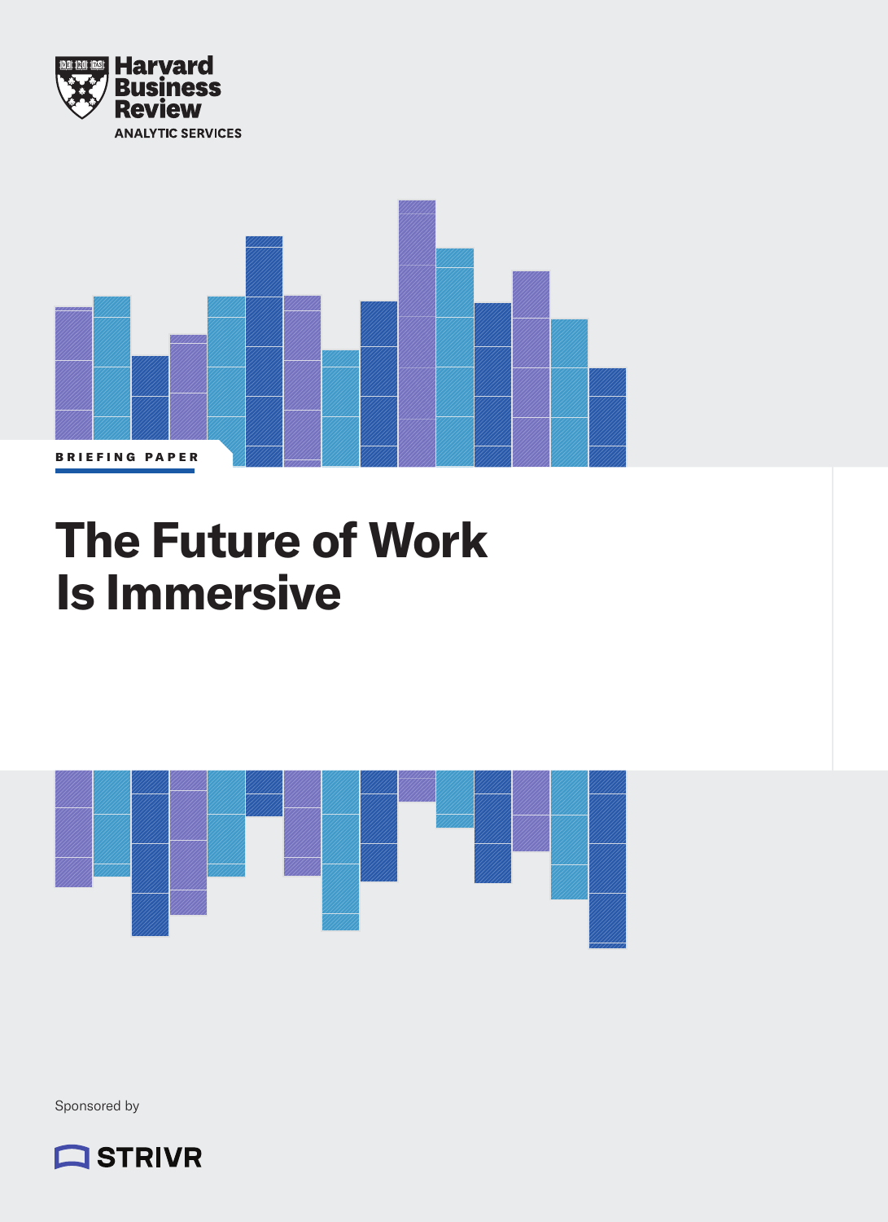Harvard Business Review

ANALYTIC SERVICES

BRIEFING PAPER

# The Future of Work Is Immersive

Sponsored by

STRIVR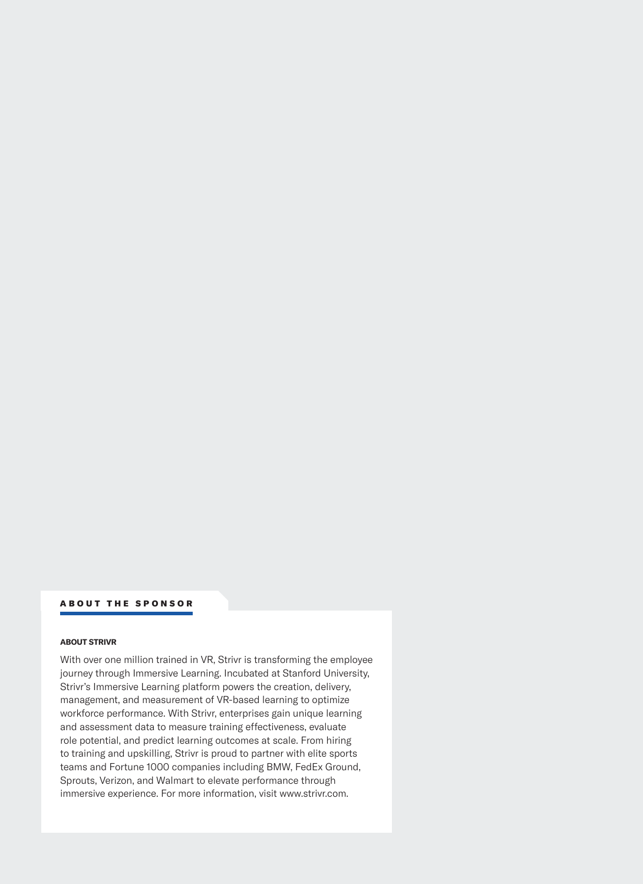## ABOUT THE SPONSOR

### ABOUT STRIVR

With over one million trained in VR, Strivr is transforming the employee journey through Immersive Learning. Incubated at Stanford University, Strivr's Immersive Learning platform powers the creation, delivery, management, and measurement of VR-based learning to optimize workforce performance. With Strivr, enterprises gain unique learning and assessment data to measure training effectiveness, evaluate role potential, and predict learning outcomes at scale. From hiring to training and upskilling, Strivr is proud to partner with elite sports teams and Fortune 1000 companies including BMW, FedEx Ground, Sprouts, Verizon, and Walmart to elevate performance through immersive experience. For more information, visit www.strivr.com.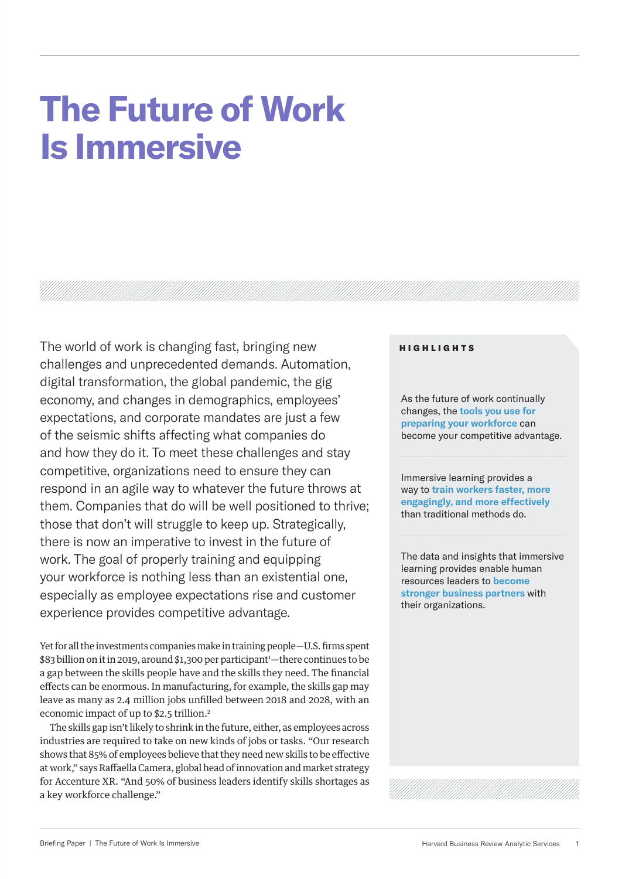# The Future of Work Is Immersive

The world of work is changing fast, bringing new challenges and unprecedented demands. Automation, digital transformation, the global pandemic, the gig economy, and changes in demographics, employees' expectations, and corporate mandates are just a few of the seismic shifts affecting what companies do and how they do it. To meet these challenges and stay competitive, organizations need to ensure they can respond in an agile way to whatever the future throws at them. Companies that do will be well positioned to thrive; those that don't will struggle to keep up. Strategically, there is now an imperative to invest in the future of work. The goal of properly training and equipping your workforce is nothing less than an existential one, especially as employee expectations rise and customer experience provides competitive advantage.

Yet for all the investments companies make in training people—U.S. firms spent $83 billion on it in 2019, around $1,300 per participant[1]—there continues to be a gap between the skills people have and the skills they need. The financial effects can be enormous. In manufacturing, for example, the skills gap may leave as many as 2.4 million jobs unfilled between 2018 and 2028, with an economic impact of up to $2.5 trillion.[2]

The skills gap isn't likely to shrink in the future, either, as employees across industries are required to take on new kinds of jobs or tasks. "Our research shows that 85% of employees believe that they need new skills to be effective at work," says Raffaella Camera, global head of innovation and market strategy for Accenture XR. "And 50% of business leaders identify skills shortages as a key workforce challenge."

**HIGHLIGHTS**

As the future of work continually changes, the **tools you use for preparing your workforce** can become your competitive advantage.

Immersive learning provides a way to **train workers faster, more engagingly, and more effectively** than traditional methods do.

The data and insights that immersive learning provides enable human resources leaders to **become stronger business partners** with their organizations.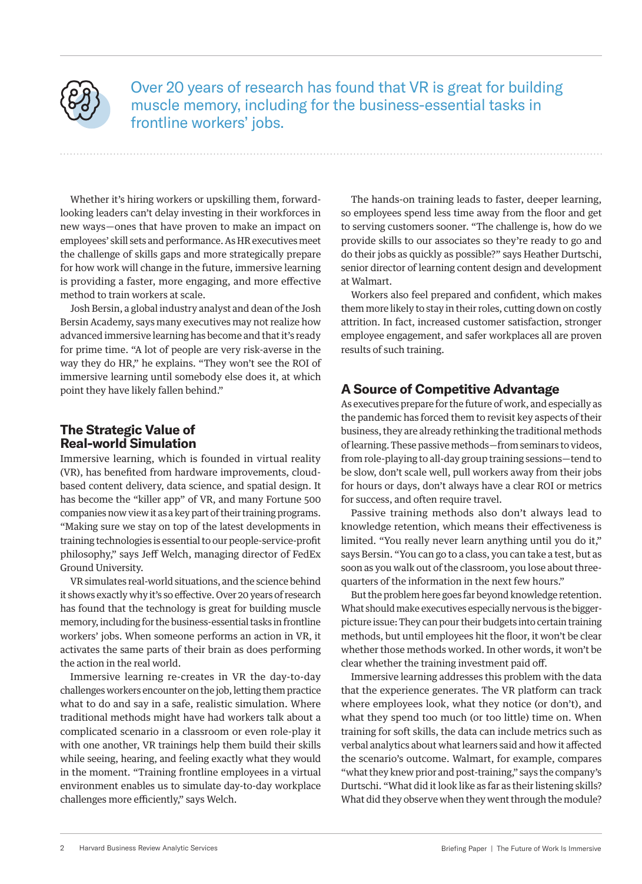Over 20 years of research has found that VR is great for building muscle memory, including for the business-essential tasks in frontline workers' jobs.

Whether it's hiring workers or upskilling them, forward-looking leaders can't delay investing in their workforces in new ways—ones that have proven to make an impact on employees' skill sets and performance. As HR executives meet the challenge of skills gaps and more strategically prepare for how work will change in the future, immersive learning is providing a faster, more engaging, and more effective method to train workers at scale.

Josh Bersin, a global industry analyst and dean of the Josh Bersin Academy, says many executives may not realize how advanced immersive learning has become and that it's ready for prime time. "A lot of people are very risk-averse in the way they do HR," he explains. "They won't see the ROI of immersive learning until somebody else does it, at which point they have likely fallen behind."

## The Strategic Value of Real-world Simulation

Immersive learning, which is founded in virtual reality (VR), has benefited from hardware improvements, cloud-based content delivery, data science, and spatial design. It has become the "killer app" of VR, and many Fortune 500 companies now view it as a key part of their training programs. "Making sure we stay on top of the latest developments in training technologies is essential to our people-service-profit philosophy," says Jeff Welch, managing director of FedEx Ground University.

VR simulates real-world situations, and the science behind it shows exactly why it's so effective. Over 20 years of research has found that the technology is great for building muscle memory, including for the business-essential tasks in frontline workers' jobs. When someone performs an action in VR, it activates the same parts of their brain as does performing the action in the real world.

Immersive learning re-creates in VR the day-to-day challenges workers encounter on the job, letting them practice what to do and say in a safe, realistic simulation. Where traditional methods might have had workers talk about a complicated scenario in a classroom or even role-play it with one another, VR trainings help them build their skills while seeing, hearing, and feeling exactly what they would in the moment. "Training frontline employees in a virtual environment enables us to simulate day-to-day workplace challenges more efficiently," says Welch.

The hands-on training leads to faster, deeper learning, so employees spend less time away from the floor and get to serving customers sooner. "The challenge is, how do we provide skills to our associates so they're ready to go and do their jobs as quickly as possible?" says Heather Durtschi, senior director of learning content design and development at Walmart.

Workers also feel prepared and confident, which makes them more likely to stay in their roles, cutting down on costly attrition. In fact, increased customer satisfaction, stronger employee engagement, and safer workplaces all are proven results of such training.

## A Source of Competitive Advantage

As executives prepare for the future of work, and especially as the pandemic has forced them to revisit key aspects of their business, they are already rethinking the traditional methods of learning. These passive methods—from seminars to videos, from role-playing to all-day group training sessions—tend to be slow, don't scale well, pull workers away from their jobs for hours or days, don't always have a clear ROI or metrics for success, and often require travel.

Passive training methods also don't always lead to knowledge retention, which means their effectiveness is limited. "You really never learn anything until you do it," says Bersin. "You can go to a class, you can take a test, but as soon as you walk out of the classroom, you lose about three-quarters of the information in the next few hours."

But the problem here goes far beyond knowledge retention. What should make executives especially nervous is the bigger-picture issue: They can pour their budgets into certain training methods, but until employees hit the floor, it won't be clear whether those methods worked. In other words, it won't be clear whether the training investment paid off.

Immersive learning addresses this problem with the data that the experience generates. The VR platform can track where employees look, what they notice (or don't), and what they spend too much (or too little) time on. When training for soft skills, the data can include metrics such as verbal analytics about what learners said and how it affected the scenario's outcome. Walmart, for example, compares "what they knew prior and post-training," says the company's Durtschi. "What did it look like as far as their listening skills? What did they observe when they went through the module?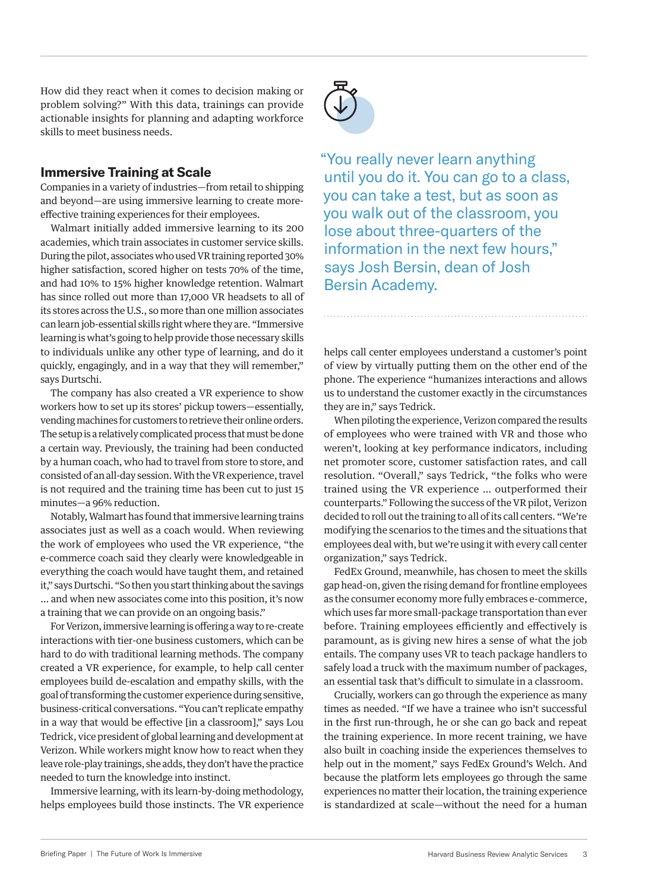How did they react when it comes to decision making or problem solving?" With this data, trainings can provide actionable insights for planning and adapting workforce skills to meet business needs.

## Immersive Training at Scale

Companies in a variety of industries—from retail to shipping and beyond—are using immersive learning to create more-effective training experiences for their employees.

Walmart initially added immersive learning to its 200 academies, which train associates in customer service skills. During the pilot, associates who used VR training reported 30% higher satisfaction, scored higher on tests 70% of the time, and had 10% to 15% higher knowledge retention. Walmart has since rolled out more than 17,000 VR headsets to all of its stores across the U.S., so more than one million associates can learn job-essential skills right where they are. "Immersive learning is what's going to help provide those necessary skills to individuals unlike any other type of learning, and do it quickly, engagingly, and in a way that they will remember," says Durtschi.

The company has also created a VR experience to show workers how to set up its stores' pickup towers—essentially, vending machines for customers to retrieve their online orders. The setup is a relatively complicated process that must be done a certain way. Previously, the training had been conducted by a human coach, who had to travel from store to store, and consisted of an all-day session. With the VR experience, travel is not required and the training time has been cut to just 15 minutes—a 96% reduction.

Notably, Walmart has found that immersive learning trains associates just as well as a coach would. When reviewing the work of employees who used the VR experience, "the e-commerce coach said they clearly were knowledgeable in everything the coach would have taught them, and retained it," says Durtschi. "So then you start thinking about the savings ... and when new associates come into this position, it's now a training that we can provide on an ongoing basis."

For Verizon, immersive learning is offering a way to re-create interactions with tier-one business customers, which can be hard to do with traditional learning methods. The company created a VR experience, for example, to help call center employees build de-escalation and empathy skills, with the goal of transforming the customer experience during sensitive, business-critical conversations. "You can't replicate empathy in a way that would be effective [in a classroom]," says Lou Tedrick, vice president of global learning and development at Verizon. While workers might know how to react when they leave role-play trainings, she adds, they don't have the practice needed to turn the knowledge into instinct.

Immersive learning, with its learn-by-doing methodology, helps employees build those instincts. The VR experience helps call center employees understand a customer's point of view by virtually putting them on the other end of the phone. The experience "humanizes interactions and allows us to understand the customer exactly in the circumstances they are in," says Tedrick.

When piloting the experience, Verizon compared the results of employees who were trained with VR and those who weren't, looking at key performance indicators, including net promoter score, customer satisfaction rates, and call resolution. "Overall," says Tedrick, "the folks who were trained using the VR experience ... outperformed their counterparts." Following the success of the VR pilot, Verizon decided to roll out the training to all of its call centers. "We're modifying the scenarios to the times and the situations that employees deal with, but we're using it with every call center organization," says Tedrick.

FedEx Ground, meanwhile, has chosen to meet the skills gap head-on, given the rising demand for frontline employees as the consumer economy more fully embraces e-commerce, which uses far more small-package transportation than ever before. Training employees efficiently and effectively is paramount, as is giving new hires a sense of what the job entails. The company uses VR to teach package handlers to safely load a truck with the maximum number of packages, an essential task that's difficult to simulate in a classroom.

Crucially, workers can go through the experience as many times as needed. "If we have a trainee who isn't successful in the first run-through, he or she can go back and repeat the training experience. In more recent training, we have also built in coaching inside the experiences themselves to help out in the moment," says FedEx Ground's Welch. And because the platform lets employees go through the same experiences no matter their location, the training experience is standardized at scale—without the need for a human

> "You really never learn anything until you do it. You can go to a class, you can take a test, but as soon as you walk out of the classroom, you lose about three-quarters of the information in the next few hours," says Josh Bersin, dean of Josh Bersin Academy.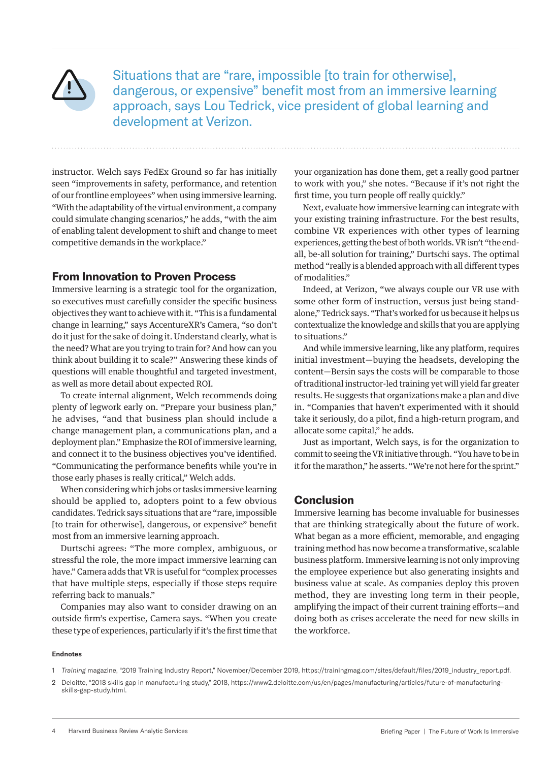> Situations that are "rare, impossible [to train for otherwise], dangerous, or expensive" benefit most from an immersive learning approach, says Lou Tedrick, vice president of global learning and development at Verizon.

instructor. Welch says FedEx Ground so far has initially seen "improvements in safety, performance, and retention of our frontline employees" when using immersive learning. "With the adaptability of the virtual environment, a company could simulate changing scenarios," he adds, "with the aim of enabling talent development to shift and change to meet competitive demands in the workplace."

## From Innovation to Proven Process

Immersive learning is a strategic tool for the organization, so executives must carefully consider the specific business objectives they want to achieve with it. "This is a fundamental change in learning," says AccentureXR's Camera, "so don't do it just for the sake of doing it. Understand clearly, what is the need? What are you trying to train for? And how can you think about building it to scale?" Answering these kinds of questions will enable thoughtful and targeted investment, as well as more detail about expected ROI.

To create internal alignment, Welch recommends doing plenty of legwork early on. "Prepare your business plan," he advises, "and that business plan should include a change management plan, a communications plan, and a deployment plan." Emphasize the ROI of immersive learning, and connect it to the business objectives you've identified. "Communicating the performance benefits while you're in those early phases is really critical," Welch adds.

When considering which jobs or tasks immersive learning should be applied to, adopters point to a few obvious candidates. Tedrick says situations that are "rare, impossible [to train for otherwise], dangerous, or expensive" benefit most from an immersive learning approach.

Durtschi agrees: "The more complex, ambiguous, or stressful the role, the more impact immersive learning can have." Camera adds that VR is useful for "complex processes that have multiple steps, especially if those steps require referring back to manuals."

Companies may also want to consider drawing on an outside firm's expertise, Camera says. "When you create these type of experiences, particularly if it's the first time that your organization has done them, get a really good partner to work with you," she notes. "Because if it's not right the first time, you turn people off really quickly."

Next, evaluate how immersive learning can integrate with your existing training infrastructure. For the best results, combine VR experiences with other types of learning experiences, getting the best of both worlds. VR isn't "the end-all, be-all solution for training," Durtschi says. The optimal method "really is a blended approach with all different types of modalities."

Indeed, at Verizon, "we always couple our VR use with some other form of instruction, versus just being standalone," Tedrick says. "That's worked for us because it helps us contextualize the knowledge and skills that you are applying to situations."

And while immersive learning, like any platform, requires initial investment—buying the headsets, developing the content—Bersin says the costs will be comparable to those of traditional instructor-led training yet will yield far greater results. He suggests that organizations make a plan and dive in. "Companies that haven't experimented with it should take it seriously, do a pilot, find a high-return program, and allocate some capital," he adds.

Just as important, Welch says, is for the organization to commit to seeing the VR initiative through. "You have to be in it for the marathon," he asserts. "We're not here for the sprint."

## Conclusion

Immersive learning has become invaluable for businesses that are thinking strategically about the future of work. What began as a more efficient, memorable, and engaging training method has now become a transformative, scalable business platform. Immersive learning is not only improving the employee experience but also generating insights and business value at scale. As companies deploy this proven method, they are investing long term in their people, amplifying the impact of their current training efforts—and doing both as crises accelerate the need for new skills in the workforce.

#### Endnotes

1 *Training* magazine, "2019 Training Industry Report," November/December 2019, https://trainingmag.com/sites/default/files/2019_industry_report.pdf.

2 Deloitte, "2018 skills gap in manufacturing study," 2018, https://www2.deloitte.com/us/en/pages/manufacturing/articles/future-of-manufacturing-skills-gap-study.html.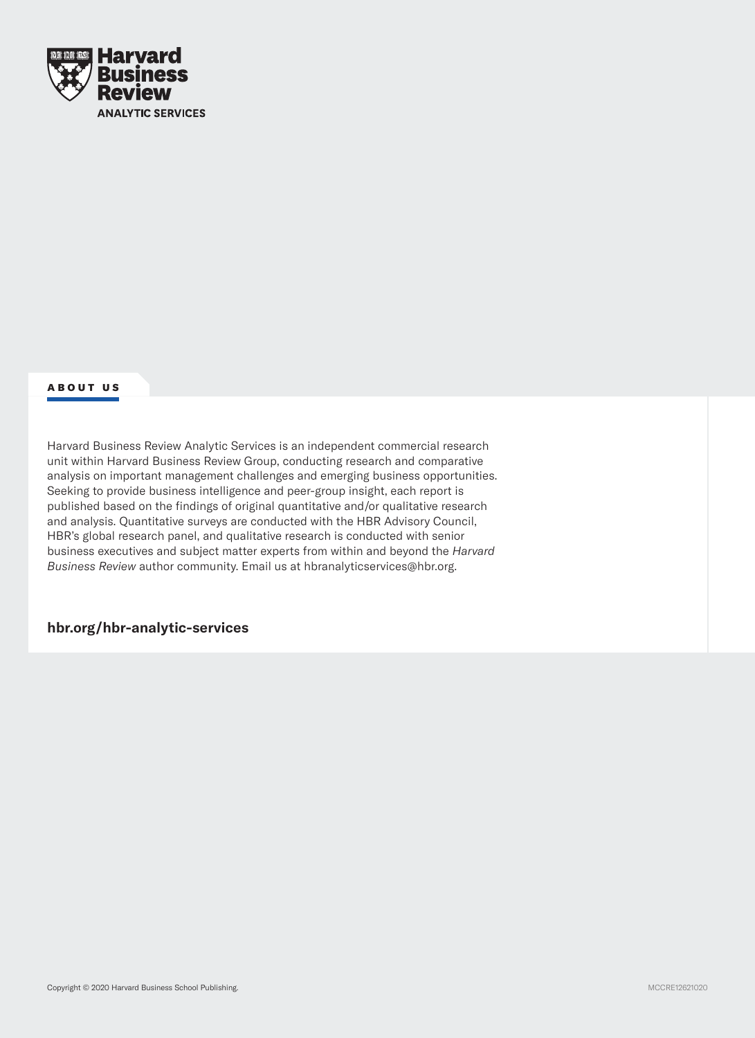**Harvard Business Review**
**ANALYTIC SERVICES**

## ABOUT US

Harvard Business Review Analytic Services is an independent commercial research unit within Harvard Business Review Group, conducting research and comparative analysis on important management challenges and emerging business opportunities. Seeking to provide business intelligence and peer-group insight, each report is published based on the findings of original quantitative and/or qualitative research and analysis. Quantitative surveys are conducted with the HBR Advisory Council, HBR's global research panel, and qualitative research is conducted with senior business executives and subject matter experts from within and beyond the *Harvard Business Review* author community. Email us at hbranalyticservices@hbr.org.

**hbr.org/hbr-analytic-services**

Copyright © 2020 Harvard Business School Publishing.

MCCRE12621020